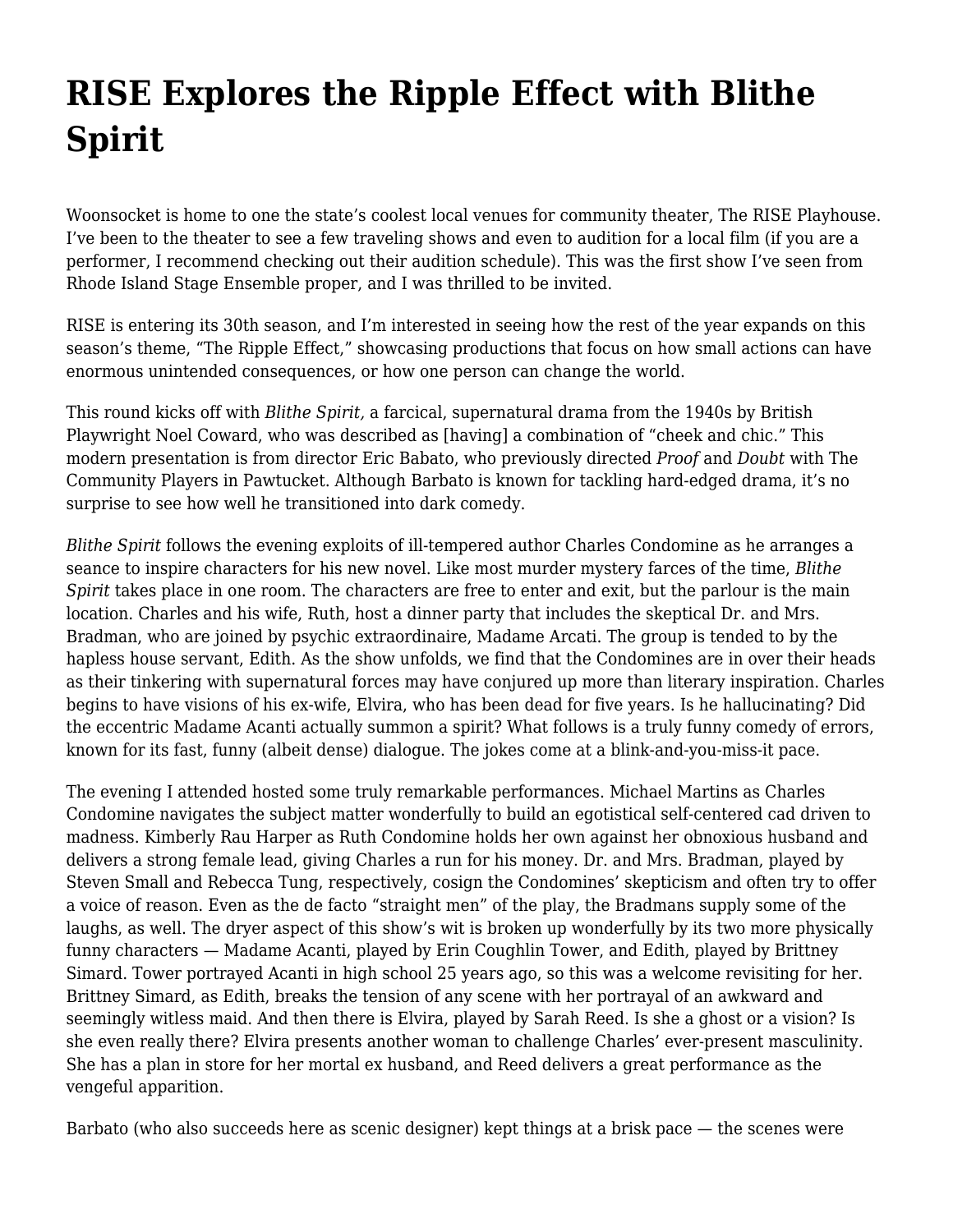# RISE Explores the Ripple Effect with Blithe Spirit

Woonsocket is home to one the state's coolest local venues for community theater, The RISE Playhouse. I've been to the theater to see a few traveling shows and even to audition for a local film (if you are a performer, I recommend checking out their audition schedule). This was the first show I've seen from Rhode Island Stage Ensemble proper, and I was thrilled to be invited.

RISE is entering its 30th season, and I'm interested in seeing how the rest of the year expands on this season's theme, "The Ripple Effect," showcasing productions that focus on how small actions can have enormous unintended consequences, or how one person can change the world.

This round kicks off with *Blithe Spirit,* a farcical, supernatural drama from the 1940s by British Playwright Noel Coward, who was described as [having] a combination of "cheek and chic." This modern presentation is from director Eric Babato, who previously directed *Proof* and *Doubt* with The Community Players in Pawtucket. Although Barbato is known for tackling hard-edged drama, it's no surprise to see how well he transitioned into dark comedy.

*Blithe Spirit* follows the evening exploits of ill-tempered author Charles Condomine as he arranges a seance to inspire characters for his new novel. Like most murder mystery farces of the time, *Blithe Spirit* takes place in one room. The characters are free to enter and exit, but the parlour is the main location. Charles and his wife, Ruth, host a dinner party that includes the skeptical Dr. and Mrs. Bradman, who are joined by psychic extraordinaire, Madame Arcati. The group is tended to by the hapless house servant, Edith. As the show unfolds, we find that the Condomines are in over their heads as their tinkering with supernatural forces may have conjured up more than literary inspiration. Charles begins to have visions of his ex-wife, Elvira, who has been dead for five years. Is he hallucinating? Did the eccentric Madame Acanti actually summon a spirit? What follows is a truly funny comedy of errors, known for its fast, funny (albeit dense) dialogue. The jokes come at a blink-and-you-miss-it pace.

The evening I attended hosted some truly remarkable performances. Michael Martins as Charles Condomine navigates the subject matter wonderfully to build an egotistical self-centered cad driven to madness. Kimberly Rau Harper as Ruth Condomine holds her own against her obnoxious husband and delivers a strong female lead, giving Charles a run for his money. Dr. and Mrs. Bradman, played by Steven Small and Rebecca Tung, respectively, cosign the Condomines' skepticism and often try to offer a voice of reason. Even as the de facto "straight men" of the play, the Bradmans supply some of the laughs, as well. The dryer aspect of this show's wit is broken up wonderfully by its two more physically funny characters — Madame Acanti, played by Erin Coughlin Tower, and Edith, played by Brittney Simard. Tower portrayed Acanti in high school 25 years ago, so this was a welcome revisiting for her. Brittney Simard, as Edith, breaks the tension of any scene with her portrayal of an awkward and seemingly witless maid. And then there is Elvira, played by Sarah Reed. Is she a ghost or a vision? Is she even really there? Elvira presents another woman to challenge Charles' ever-present masculinity. She has a plan in store for her mortal ex husband, and Reed delivers a great performance as the vengeful apparition.

Barbato (who also succeeds here as scenic designer) kept things at a brisk pace — the scenes were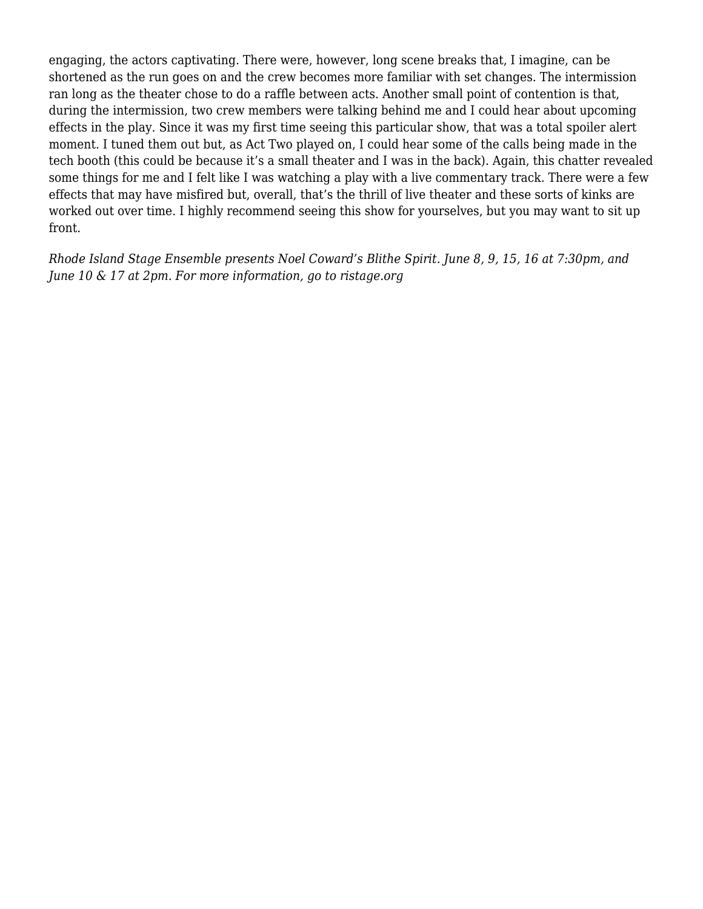engaging, the actors captivating. There were, however, long scene breaks that, I imagine, can be shortened as the run goes on and the crew becomes more familiar with set changes. The intermission ran long as the theater chose to do a raffle between acts. Another small point of contention is that, during the intermission, two crew members were talking behind me and I could hear about upcoming effects in the play. Since it was my first time seeing this particular show, that was a total spoiler alert moment. I tuned them out but, as Act Two played on, I could hear some of the calls being made in the tech booth (this could be because it's a small theater and I was in the back). Again, this chatter revealed some things for me and I felt like I was watching a play with a live commentary track. There were a few effects that may have misfired but, overall, that's the thrill of live theater and these sorts of kinks are worked out over time. I highly recommend seeing this show for yourselves, but you may want to sit up front.

*Rhode Island Stage Ensemble presents Noel Coward's Blithe Spirit. June 8, 9, 15, 16 at 7:30pm, and June 10 & 17 at 2pm. For more information, go to ristage.org*